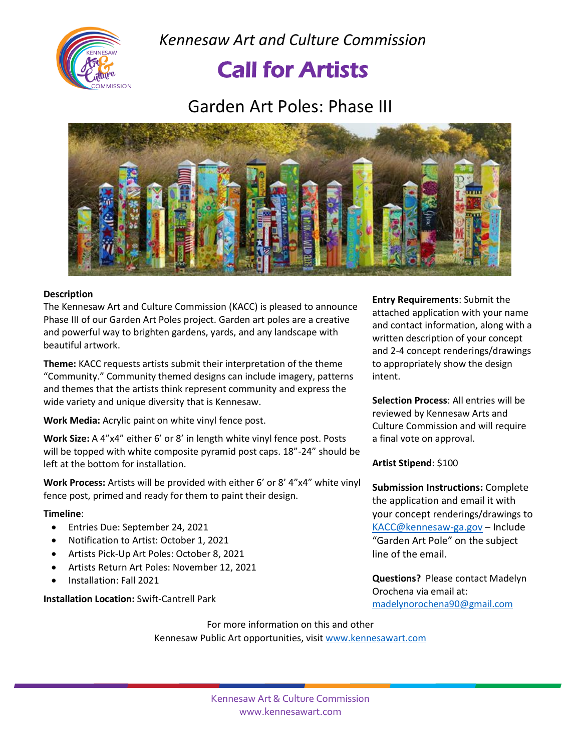*Kennesaw Art and Culture Commission*

# Call for Artists

## Garden Art Poles: Phase III

**Description**

The Kennesaw Art and Culture Commission (KACC) is pleased to announce Phase III of our Garden Art Poles project. Garden art poles are a creative and powerful way to brighten gardens, yards, and any landscape with beautiful artwork.

**Theme:** KACC requests artists submit their interpretation of the theme "Community." Community themed designs can include imagery, patterns and themes that the artists think represent community and express the wide variety and unique diversity that is Kennesaw.

**Work Media:** Acrylic paint on white vinyl fence post.

**Work Size:** A 4"x4" either 6' or 8' in length white vinyl fence post. Posts will be topped with white composite pyramid post caps. 18"-24" should be left at the bottom for installation.

**Work Process:** Artists will be provided with either 6' or 8' 4"x4" white vinyl fence post, primed and ready for them to paint their design.

**Timeline**:

- Entries Due: September 24, 2021
- Notification to Artist: October 1, 2021
- Artists Pick-Up Art Poles: October 8, 2021
- Artists Return Art Poles: November 12, 2021
- Installation: Fall 2021

**Installation Location:** Swift-Cantrell Park

**Entry Requirements**: Submit the attached application with your name and contact information, along with a written description of your concept and 2-4 concept renderings/drawings to appropriately show the design intent.

**Selection Process**: All entries will be reviewed by Kennesaw Arts and Culture Commission and will require a final vote on approval.

**Artist Stipend**: $100

**Submission Instructions:** Complete the application and email it with your concept renderings/drawings to KACC@kennesaw-ga.gov – Include "Garden Art Pole" on the subject line of the email.

**Questions?** Please contact Madelyn Orochena via email at: madelynorochena90@gmail.com

For more information on this and other Kennesaw Public Art opportunities, visit www.kennesawart.com

Kennesaw Art & Culture Commission
www.kennesawart.com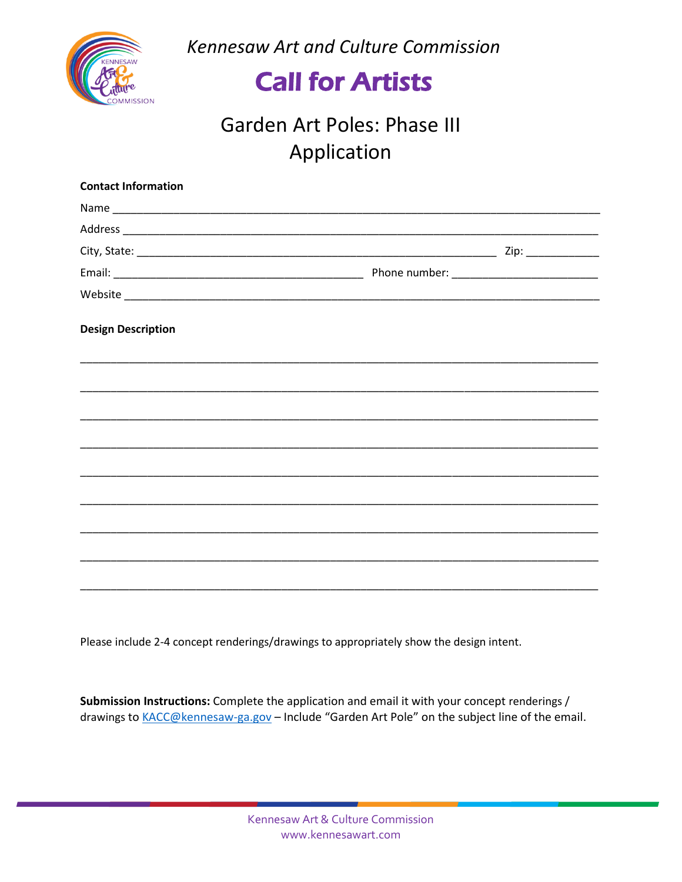*Kennesaw Art and Culture Commission*

# Call for Artists

## Garden Art Poles: Phase III Application

**Contact Information**

Name ___________________________________________________________________________

Address _________________________________________________________________________

City, State: _______________________________________________________ Zip: ___________

Email: _______________________________________ Phone number: ______________________

Website _________________________________________________________________________

**Design Description**

_______________________________________________________________________________

_______________________________________________________________________________

_______________________________________________________________________________

_______________________________________________________________________________

_______________________________________________________________________________

_______________________________________________________________________________

_______________________________________________________________________________

_______________________________________________________________________________

_______________________________________________________________________________

Please include 2-4 concept renderings/drawings to appropriately show the design intent.

**Submission Instructions:** Complete the application and email it with your concept renderings / drawings to KACC@kennesaw-ga.gov – Include "Garden Art Pole" on the subject line of the email.

Kennesaw Art & Culture Commission
www.kennesawart.com